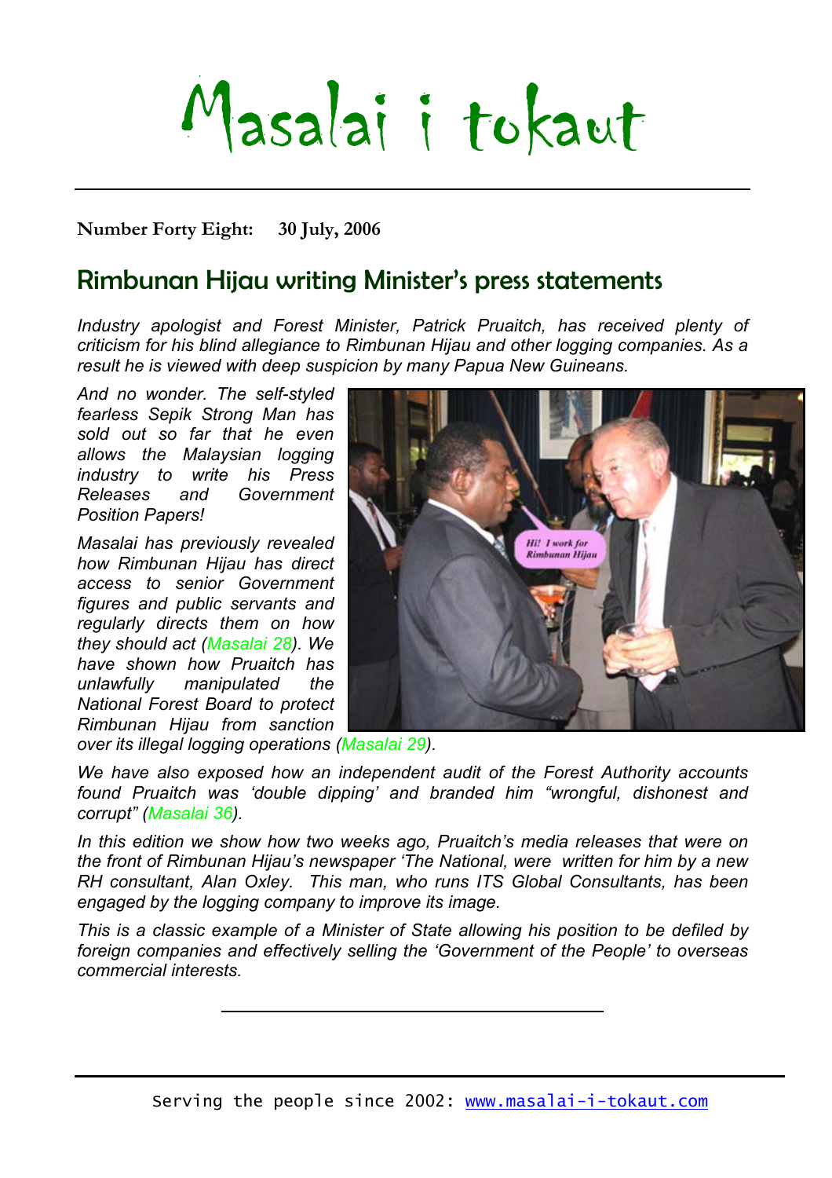# Masalai i tokaut

**Number Forty Eight: 30 July, 2006**

## Rimbunan Hijau writing Minister's press statements

*Industry apologist and Forest Minister, Patrick Pruaitch, has received plenty of criticism for his blind allegiance to Rimbunan Hijau and other logging companies. As a result he is viewed with deep suspicion by many Papua New Guineans.*

*And no wonder. The self-styled fearless Sepik Strong Man has sold out so far that he even allows the Malaysian logging industry to write his Press Releases and Government Position Papers!*

*Masalai has previously revealed how Rimbunan Hijau has direct access to senior Government figures and public servants and regularly directs them on how they should act (Masalai 28). We have shown how Pruaitch has unlawfully manipulated the National Forest Board to protect Rimbunan Hijau from sanction over its illegal logging operations (Masalai 29).*

*We have also exposed how an independent audit of the Forest Authority accounts found Pruaitch was 'double dipping' and branded him "wrongful, dishonest and corrupt" (Masalai 36).*

*In this edition we show how two weeks ago, Pruaitch's media releases that were on the front of Rimbunan Hijau's newspaper 'The National, were written for him by a new RH consultant, Alan Oxley. This man, who runs ITS Global Consultants, has been engaged by the logging company to improve its image.*

*This is a classic example of a Minister of State allowing his position to be defiled by foreign companies and effectively selling the 'Government of the People' to overseas commercial interests.*

Serving the people since 2002: www.masalai-i-tokaut.com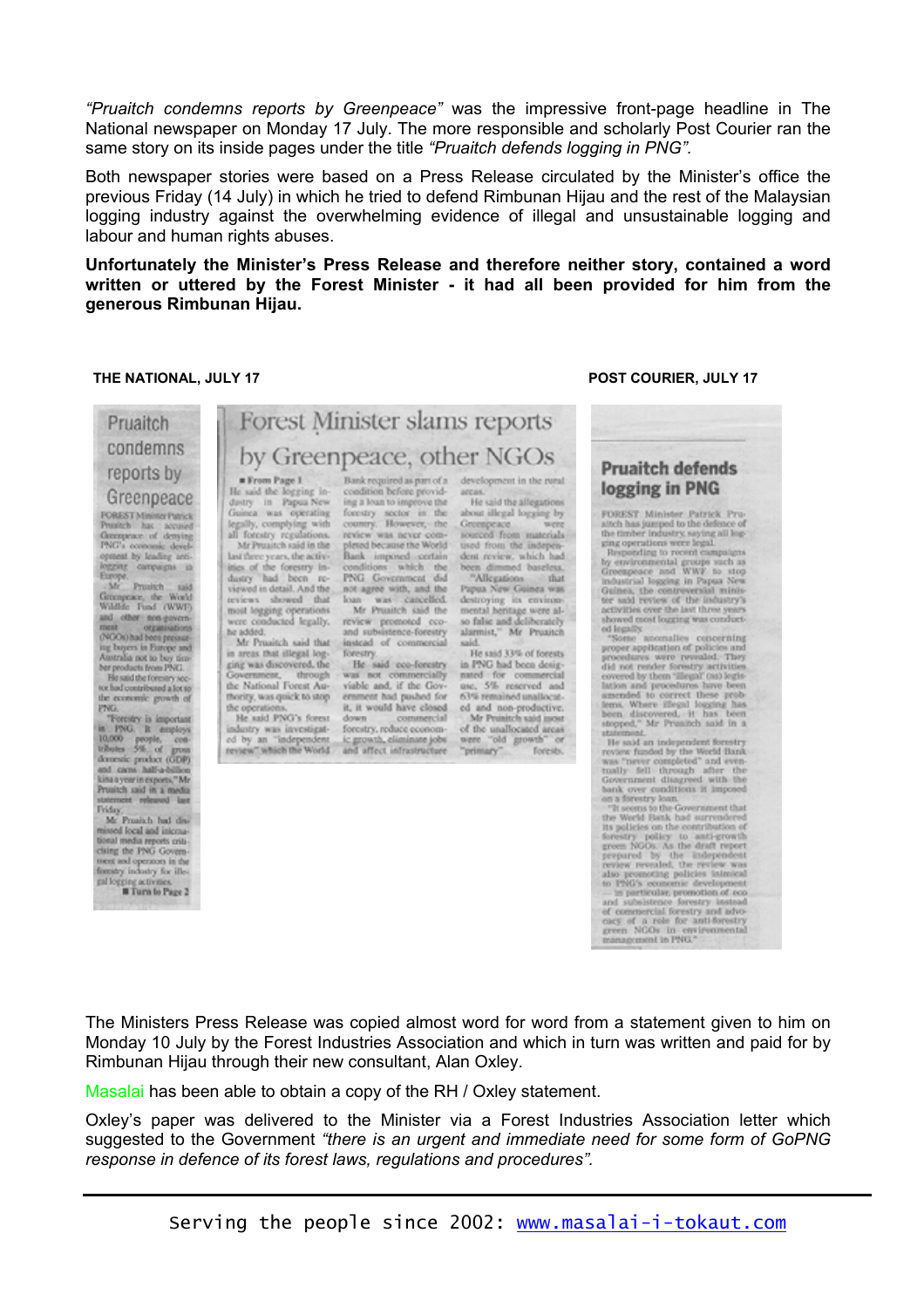*"Pruaitch condemns reports by Greenpeace"* was the impressive front-page headline in The National newspaper on Monday 17 July. The more responsible and scholarly Post Courier ran the same story on its inside pages under the title *"Pruaitch defends logging in PNG".*

Both newspaper stories were based on a Press Release circulated by the Minister's office the previous Friday (14 July) in which he tried to defend Rimbunan Hijau and the rest of the Malaysian logging industry against the overwhelming evidence of illegal and unsustainable logging and labour and human rights abuses.

**Unfortunately the Minister's Press Release and therefore neither story, contained a word written or uttered by the Forest Minister - it had all been provided for him from the generous Rimbunan Hijau.**

**THE NATIONAL, JULY 17**

## Pruaitch condemns reports by Greenpeace

FOREST Minister Patrick Pruaitch has accused Greenpeace of denying PNG's economic development by leading anti-logging campaigns in Europe.

Mr Pruaitch said Greenpeace, the World Wildlife Fund (WWF) and other non-government organisations (NGOs) had been pressuring buyers in Europe and Australia not to buy timber products from PNG.

He said the forestry sector had contributed a lot to the economic growth of PNG.

"Forestry is important in PNG. It employs 10,000 people, contributes 5% of gross domestic product (GDP) and earns half-a-billion kina a year in exports," Mr Pruaitch said in a media statement released last Friday.

Mr Pruaitch had dismissed local and international media reports criticising the PNG Government and operators in the forestry industry for illegal logging activities.

■ Turn to Page 2

## Forest Minister slams reports by Greenpeace, other NGOs

■ From Page 1

He said the logging industry in Papua New Guinea was operating legally, complying with all forestry regulations.

Mr Pruaitch said in the last three years, the activities of the forestry industry had been reviewed in detail. And the reviews showed that most logging operations were conducted legally, he added.

Mr Pruaitch said that in areas that illegal logging was discovered, the Government, through the National Forest Authority, was quick to stop the operations.

He said PNG's forest industry was investigated by an "independent review" which the World Bank required as part of a condition before providing a loan to improve the forestry sector in the country. However, the review was never completed because the World Bank imposed certain conditions which the PNG Government did not agree with, and the loan was cancelled.

Mr Pruaitch said the review promoted eco-forestry and subsistence-forestry instead of commercial forestry.

He said eco-forestry was not commercially viable and, if the Government had pushed for it, it would have closed down commercial forestry, reduce economic growth, eliminate jobs and affect infrastructure development in the rural areas.

He said the allegations about illegal logging by Greenpeace were sourced from materials used from the independent review, which had been dimmed baseless.

"Allegations that Papua New Guinea was destroying its environmental heritage were also so false and deliberately alarmist," Mr Pruaitch said.

He said 33% of forests in PNG had been designated for commercial use, 5% reserved and 63% remained unallocated and non-productive.

Mr Pruaitch said most of the unallocated areas were "old growth" or "primary" forests.

**POST COURIER, JULY 17**

## Pruaitch defends logging in PNG

FOREST Minister Patrick Pruaitch has jumped to the defence of the timber industry, saying all logging operations were legal.

Responding to recent campaigns by environmental groups such as Greenpeace and WWF to stop industrial logging in Papua New Guinea, the controversial minister said review of the industry's activities over the last three years showed most logging was conducted legally.

"Some anomalies concerning proper application of policies and procedures were revealed. They did not render forestry activities covered by them 'illegal' (as) legislation and procedures have been amended to correct those problems. Where illegal logging has been discovered, it has been stopped," Mr Pruaitch said in a statement.

He said an independent forestry review funded by the World Bank was "never completed" and eventually fell through after the Government disagreed with the bank over conditions it imposed on a forestry loan.

"It seems to the Government that the World Bank had surrendered its policies on the contribution of forestry policy to anti-growth green NGOs. As the draft report prepared by the independent review revealed, the review was also promoting policies inimical to PNG's economic development — in particular, promotion of eco and subsistence forestry instead of commercial forestry and advocacy of a role for anti-forestry green NGOs in environmental management in PNG."

The Ministers Press Release was copied almost word for word from a statement given to him on Monday 10 July by the Forest Industries Association and which in turn was written and paid for by Rimbunan Hijau through their new consultant, Alan Oxley.

Masalai has been able to obtain a copy of the RH / Oxley statement.

Oxley's paper was delivered to the Minister via a Forest Industries Association letter which suggested to the Government *"there is an urgent and immediate need for some form of GoPNG response in defence of its forest laws, regulations and procedures".*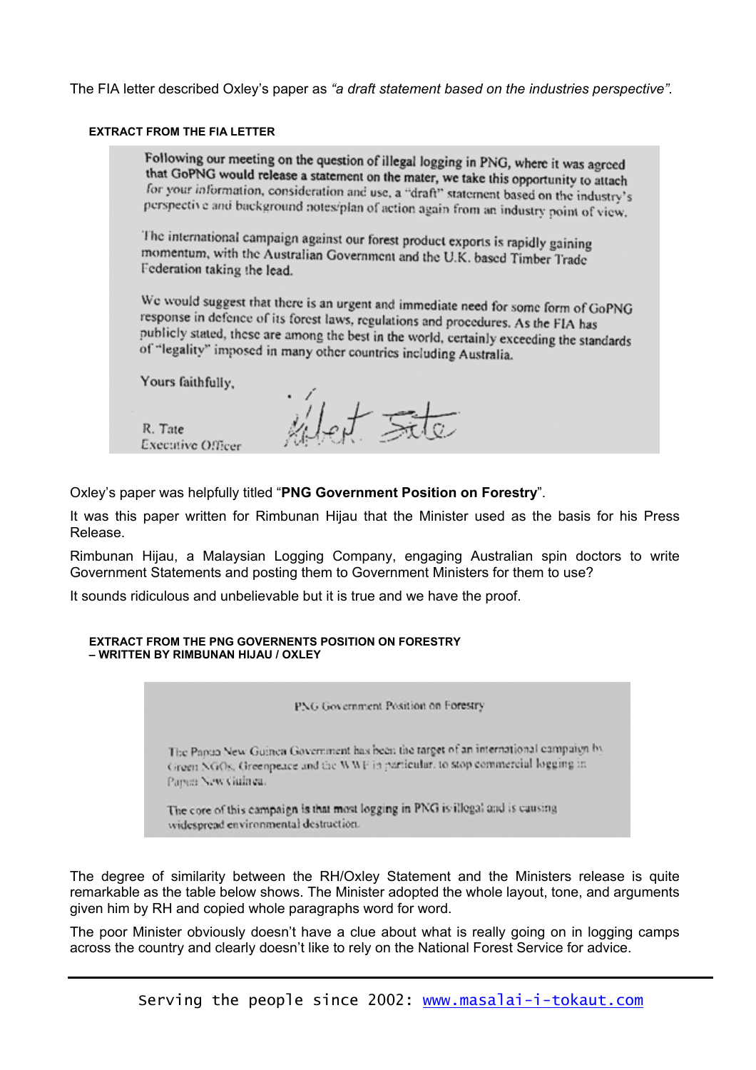The FIA letter described Oxley's paper as *"a draft statement based on the industries perspective"*.

**EXTRACT FROM THE FIA LETTER**

> Following our meeting on the question of illegal logging in PNG, where it was agreed that GoPNG would release a statement on the mater, we take this opportunity to attach for your information, consideration and use, a "draft" statement based on the industry's perspective and background notes/plan of action again from an industry point of view.
>
> The international campaign against our forest product exports is rapidly gaining momentum, with the Australian Government and the U.K. based Timber Trade Federation taking the lead.
>
> We would suggest that there is an urgent and immediate need for some form of GoPNG response in defence of its forest laws, regulations and procedures. As the FIA has publicly stated, these are among the best in the world, certainly exceeding the standards of "legality" imposed in many other countries including Australia.
>
> Yours faithfully,
>
> R. Tate
> Executive Officer

Oxley's paper was helpfully titled "**PNG Government Position on Forestry**".

It was this paper written for Rimbunan Hijau that the Minister used as the basis for his Press Release.

Rimbunan Hijau, a Malaysian Logging Company, engaging Australian spin doctors to write Government Statements and posting them to Government Ministers for them to use?

It sounds ridiculous and unbelievable but it is true and we have the proof.

**EXTRACT FROM THE PNG GOVERNENTS POSITION ON FORESTRY – WRITTEN BY RIMBUNAN HIJAU / OXLEY**

> PNG Government Position on Forestry
>
> The Papua New Guinea Government has been the target of an international campaign by Green NGOs, Greenpeace and the WWF in particular, to stop commercial logging in Papua New Guinea.
>
> The core of this campaign is that most logging in PNG is illegal and is causing widespread environmental destruction.

The degree of similarity between the RH/Oxley Statement and the Ministers release is quite remarkable as the table below shows. The Minister adopted the whole layout, tone, and arguments given him by RH and copied whole paragraphs word for word.

The poor Minister obviously doesn't have a clue about what is really going on in logging camps across the country and clearly doesn't like to rely on the National Forest Service for advice.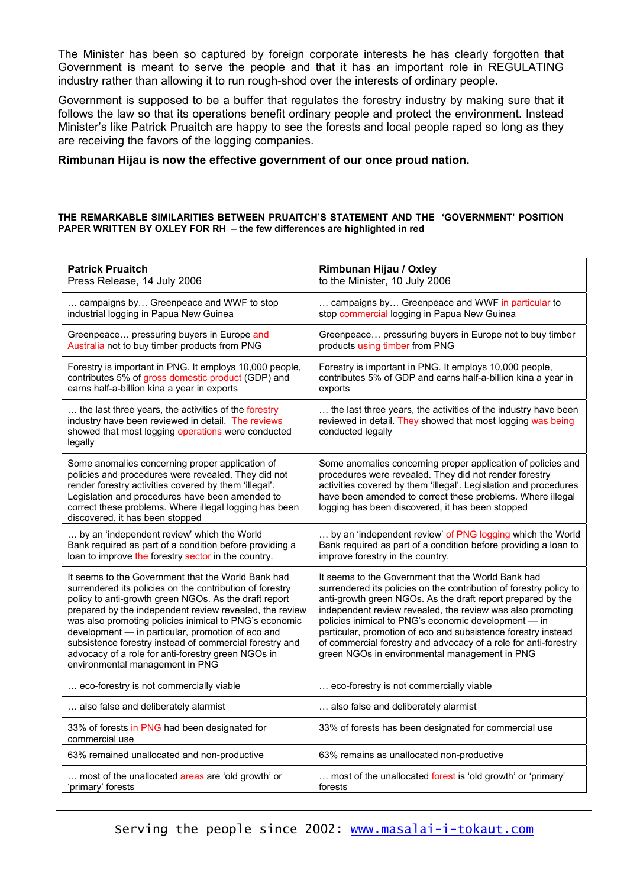The Minister has been so captured by foreign corporate interests he has clearly forgotten that Government is meant to serve the people and that it has an important role in REGULATING industry rather than allowing it to run rough-shod over the interests of ordinary people.

Government is supposed to be a buffer that regulates the forestry industry by making sure that it follows the law so that its operations benefit ordinary people and protect the environment. Instead Minister's like Patrick Pruaitch are happy to see the forests and local people raped so long as they are receiving the favors of the logging companies.

**Rimbunan Hijau is now the effective government of our once proud nation.**

**THE REMARKABLE SIMILARITIES BETWEEN PRUAITCH'S STATEMENT AND THE 'GOVERNMENT' POSITION PAPER WRITTEN BY OXLEY FOR RH – the few differences are highlighted in red**

| **Patrick Pruaitch** Press Release, 14 July 2006 | **Rimbunan Hijau / Oxley** to the Minister, 10 July 2006 |
|---|---|
| … campaigns by… Greenpeace and WWF to stop industrial logging in Papua New Guinea | … campaigns by… Greenpeace and WWF in particular to stop commercial logging in Papua New Guinea |
| Greenpeace… pressuring buyers in Europe and Australia not to buy timber products from PNG | Greenpeace… pressuring buyers in Europe not to buy timber products using timber from PNG |
| Forestry is important in PNG. It employs 10,000 people, contributes 5% of gross domestic product (GDP) and earns half-a-billion kina a year in exports | Forestry is important in PNG. It employs 10,000 people, contributes 5% of GDP and earns half-a-billion kina a year in exports |
| … the last three years, the activities of the forestry industry have been reviewed in detail. The reviews showed that most logging operations were conducted legally | … the last three years, the activities of the industry have been reviewed in detail. They showed that most logging was being conducted legally |
| Some anomalies concerning proper application of policies and procedures were revealed. They did not render forestry activities covered by them 'illegal'. Legislation and procedures have been amended to correct these problems. Where illegal logging has been discovered, it has been stopped | Some anomalies concerning proper application of policies and procedures were revealed. They did not render forestry activities covered by them 'illegal'. Legislation and procedures have been amended to correct these problems. Where illegal logging has been discovered, it has been stopped |
| … by an 'independent review' which the World Bank required as part of a condition before providing a loan to improve the forestry sector in the country. | … by an 'independent review' of PNG logging which the World Bank required as part of a condition before providing a loan to improve forestry in the country. |
| It seems to the Government that the World Bank had surrendered its policies on the contribution of forestry policy to anti-growth green NGOs. As the draft report prepared by the independent review revealed, the review was also promoting policies inimical to PNG's economic development — in particular, promotion of eco and subsistence forestry instead of commercial forestry and advocacy of a role for anti-forestry green NGOs in environmental management in PNG | It seems to the Government that the World Bank had surrendered its policies on the contribution of forestry policy to anti-growth green NGOs. As the draft report prepared by the independent review revealed, the review was also promoting policies inimical to PNG's economic development — in particular, promotion of eco and subsistence forestry instead of commercial forestry and advocacy of a role for anti-forestry green NGOs in environmental management in PNG |
| … eco-forestry is not commercially viable | … eco-forestry is not commercially viable |
| … also false and deliberately alarmist | … also false and deliberately alarmist |
| 33% of forests in PNG had been designated for commercial use | 33% of forests has been designated for commercial use |
| 63% remained unallocated and non-productive | 63% remains as unallocated non-productive |
| … most of the unallocated areas are 'old growth' or 'primary' forests | … most of the unallocated forest is 'old growth' or 'primary' forests |

Serving the people since 2002: www.masalai-i-tokaut.com